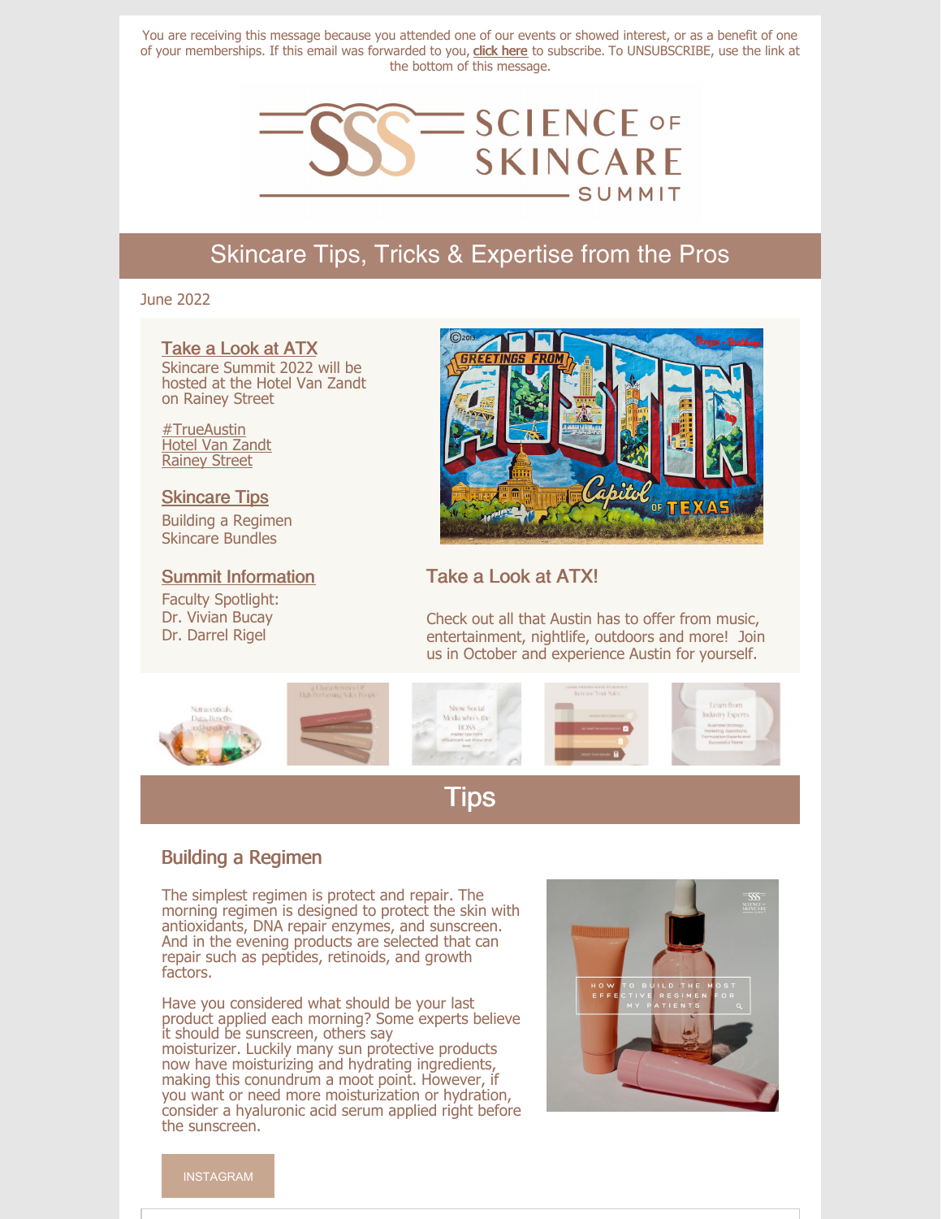You are receiving this message because you attended one of our events or showed interest, or as a benefit of one of your memberships. If this email was forwarded to you, **click here** to subscribe. To UNSUBSCRIBE, use the link at the bottom of this message.

# Skincare Tips, Tricks & Expertise from the Pros

June 2022

### Take a Look at ATX

Skincare Summit 2022 will be hosted at the Hotel Van Zandt on Rainey Street

#TrueAustin
Hotel Van Zandt
Rainey Street

### Skincare Tips

Building a Regimen
Skincare Bundles

### Summit Information

Faculty Spotlight:
Dr. Vivian Bucay
Dr. Darrel Rigel

### Take a Look at ATX!

Check out all that Austin has to offer from music, entertainment, nightlife, outdoors and more! Join us in October and experience Austin for yourself.

# Tips

## Building a Regimen

The simplest regimen is protect and repair. The morning regimen is designed to protect the skin with antioxidants, DNA repair enzymes, and sunscreen. And in the evening products are selected that can repair such as peptides, retinoids, and growth factors.

Have you considered what should be your last product applied each morning? Some experts believe it should be sunscreen, others say moisturizer. Luckily many sun protective products now have moisturizing and hydrating ingredients, making this conundrum a moot point. However, if you want or need more moisturization or hydration, consider a hyaluronic acid serum applied right before the sunscreen.

INSTAGRAM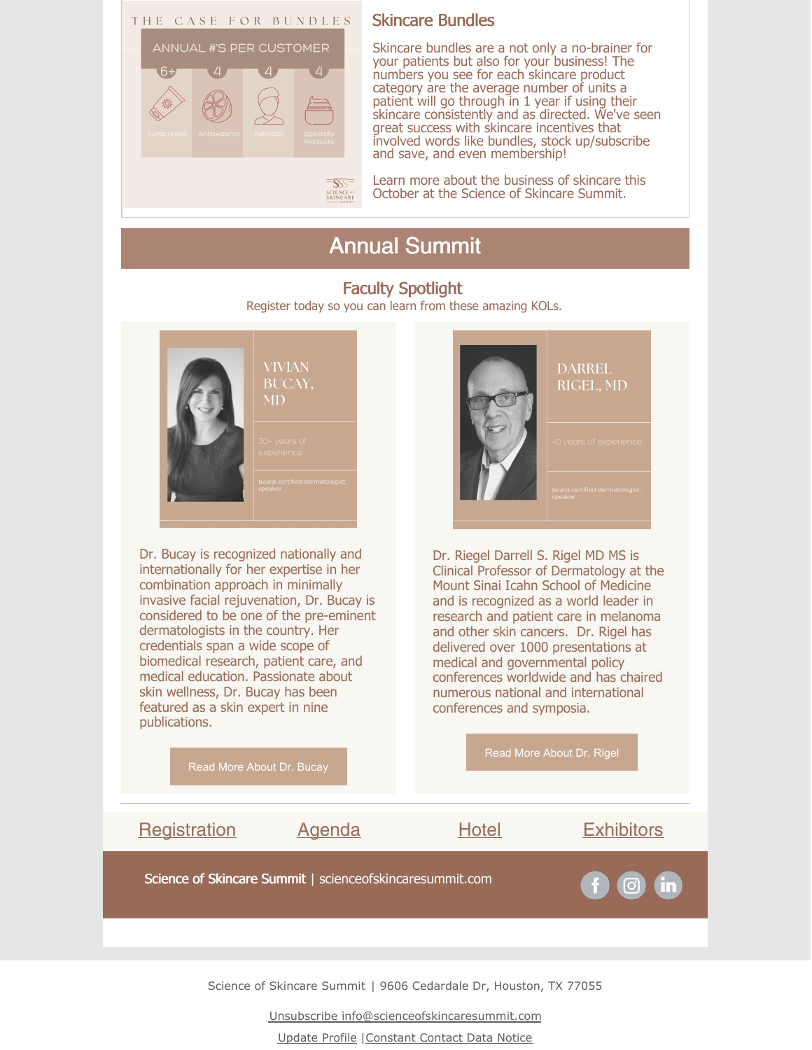THE CASE FOR BUNDLES

ANNUAL #'S PER CUSTOMER

6+ Sunscreens

4 Antioxidants

4 Retinoids

4 Specialty Products

SCIENCE OF SKINCARE SUMMIT

## Skincare Bundles

Skincare bundles are a not only a no-brainer for your patients but also for your business! The numbers you see for each skincare product category are the average number of units a patient will go through in 1 year if using their skincare consistently and as directed. We've seen great success with skincare incentives that involved words like bundles, stock up/subscribe and save, and even membership!

Learn more about the business of skincare this October at the Science of Skincare Summit.

# Annual Summit

## Faculty Spotlight

Register today so you can learn from these amazing KOLs.

VIVIAN BUCAY, MD

30+ years of experience

board-certified dermatologist, speaker

Dr. Bucay is recognized nationally and internationally for her expertise in her combination approach in minimally invasive facial rejuvenation, Dr. Bucay is considered to be one of the pre-eminent dermatologists in the country. Her credentials span a wide scope of biomedical research, patient care, and medical education. Passionate about skin wellness, Dr. Bucay has been featured as a skin expert in nine publications.

Read More About Dr. Bucay

DARREL RIGEL, MD

40 years of experience

board-certified dermatologist, speaker

Dr. Riegel Darrell S. Rigel MD MS is Clinical Professor of Dermatology at the Mount Sinai Icahn School of Medicine and is recognized as a world leader in research and patient care in melanoma and other skin cancers. Dr. Rigel has delivered over 1000 presentations at medical and governmental policy conferences worldwide and has chaired numerous national and international conferences and symposia.

Read More About Dr. Rigel

Registration | Agenda | Hotel | Exhibitors

**Science of Skincare Summit** | scienceofskincaresummit.com

Science of Skincare Summit | 9606 Cedardale Dr, Houston, TX 77055

Unsubscribe info@scienceofskincaresummit.com

Update Profile | Constant Contact Data Notice